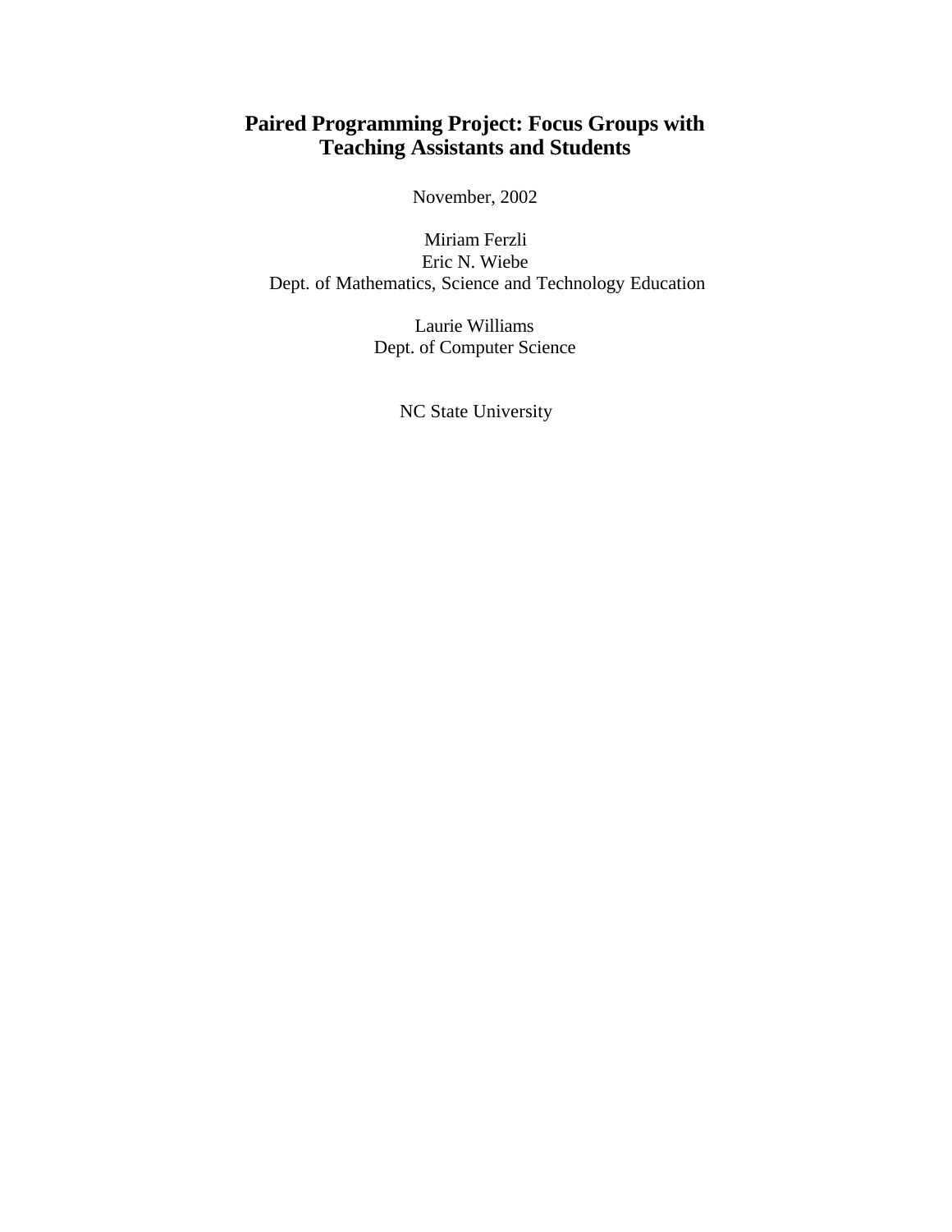# Paired Programming Project: Focus Groups with Teaching Assistants and Students

November, 2002

Miriam Ferzli  
Eric N. Wiebe  
Dept. of Mathematics, Science and Technology Education

Laurie Williams  
Dept. of Computer Science

NC State University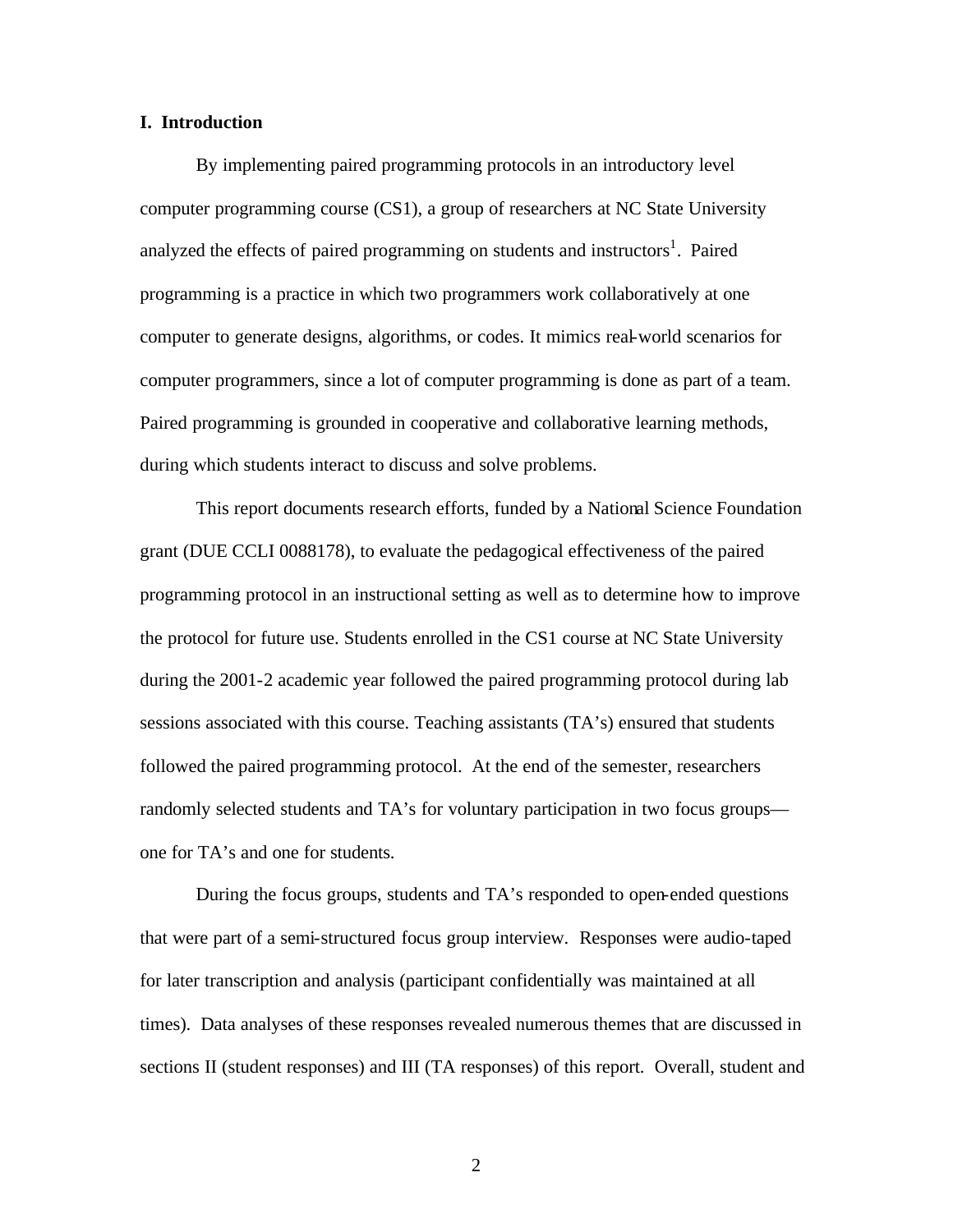## I. Introduction

By implementing paired programming protocols in an introductory level computer programming course (CS1), a group of researchers at NC State University analyzed the effects of paired programming on students and instructors[1]. Paired programming is a practice in which two programmers work collaboratively at one computer to generate designs, algorithms, or codes. It mimics real-world scenarios for computer programmers, since a lot of computer programming is done as part of a team. Paired programming is grounded in cooperative and collaborative learning methods, during which students interact to discuss and solve problems.

This report documents research efforts, funded by a National Science Foundation grant (DUE CCLI 0088178), to evaluate the pedagogical effectiveness of the paired programming protocol in an instructional setting as well as to determine how to improve the protocol for future use. Students enrolled in the CS1 course at NC State University during the 2001-2 academic year followed the paired programming protocol during lab sessions associated with this course. Teaching assistants (TA's) ensured that students followed the paired programming protocol. At the end of the semester, researchers randomly selected students and TA's for voluntary participation in two focus groups—one for TA's and one for students.

During the focus groups, students and TA's responded to open-ended questions that were part of a semi-structured focus group interview. Responses were audio-taped for later transcription and analysis (participant confidentially was maintained at all times). Data analyses of these responses revealed numerous themes that are discussed in sections II (student responses) and III (TA responses) of this report. Overall, student and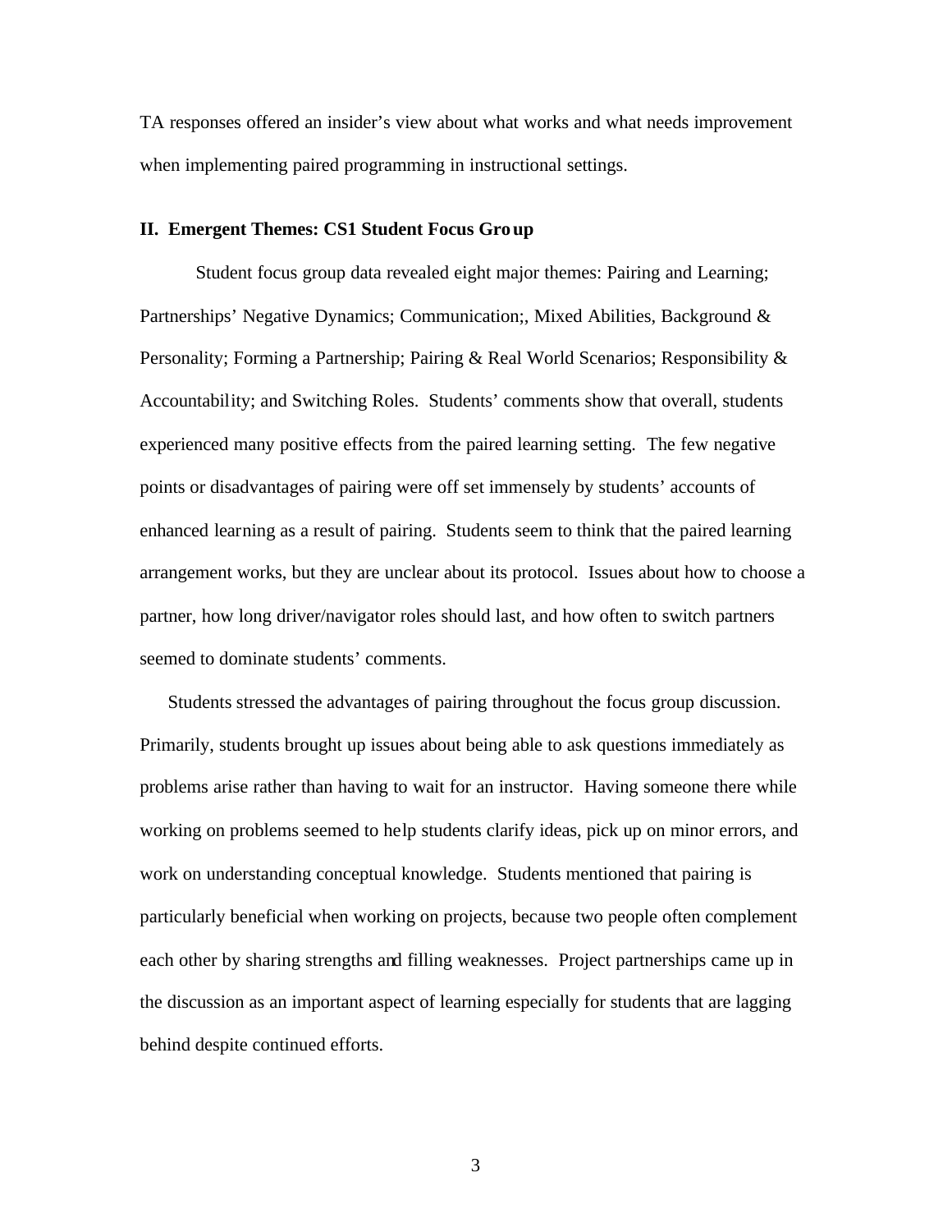TA responses offered an insider's view about what works and what needs improvement when implementing paired programming in instructional settings.

## II. Emergent Themes: CS1 Student Focus Group

Student focus group data revealed eight major themes: Pairing and Learning; Partnerships' Negative Dynamics; Communication;, Mixed Abilities, Background & Personality; Forming a Partnership; Pairing & Real World Scenarios; Responsibility & Accountability; and Switching Roles. Students' comments show that overall, students experienced many positive effects from the paired learning setting. The few negative points or disadvantages of pairing were off set immensely by students' accounts of enhanced learning as a result of pairing. Students seem to think that the paired learning arrangement works, but they are unclear about its protocol. Issues about how to choose a partner, how long driver/navigator roles should last, and how often to switch partners seemed to dominate students' comments.

Students stressed the advantages of pairing throughout the focus group discussion. Primarily, students brought up issues about being able to ask questions immediately as problems arise rather than having to wait for an instructor. Having someone there while working on problems seemed to help students clarify ideas, pick up on minor errors, and work on understanding conceptual knowledge. Students mentioned that pairing is particularly beneficial when working on projects, because two people often complement each other by sharing strengths and filling weaknesses. Project partnerships came up in the discussion as an important aspect of learning especially for students that are lagging behind despite continued efforts.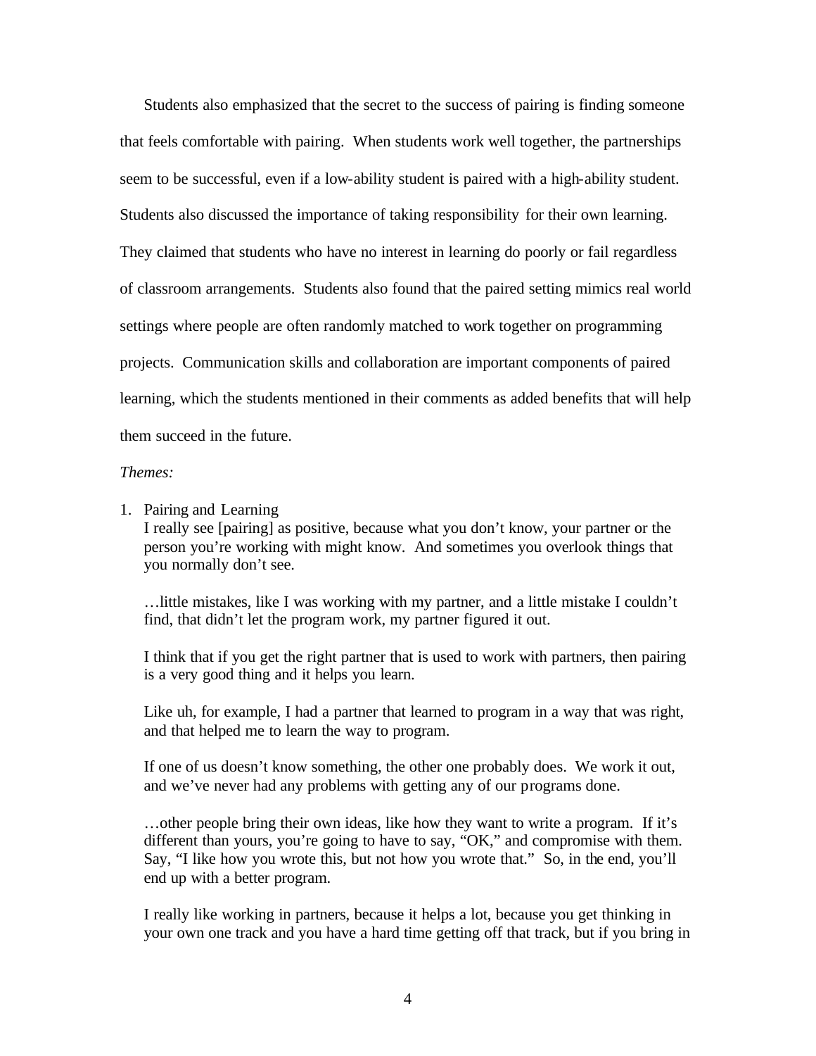Students also emphasized that the secret to the success of pairing is finding someone that feels comfortable with pairing. When students work well together, the partnerships seem to be successful, even if a low-ability student is paired with a high-ability student. Students also discussed the importance of taking responsibility for their own learning. They claimed that students who have no interest in learning do poorly or fail regardless of classroom arrangements. Students also found that the paired setting mimics real world settings where people are often randomly matched to work together on programming projects. Communication skills and collaboration are important components of paired learning, which the students mentioned in their comments as added benefits that will help them succeed in the future.

*Themes:*

1. Pairing and Learning

   I really see [pairing] as positive, because what you don't know, your partner or the person you're working with might know. And sometimes you overlook things that you normally don't see.

   …little mistakes, like I was working with my partner, and a little mistake I couldn't find, that didn't let the program work, my partner figured it out.

   I think that if you get the right partner that is used to work with partners, then pairing is a very good thing and it helps you learn.

   Like uh, for example, I had a partner that learned to program in a way that was right, and that helped me to learn the way to program.

   If one of us doesn't know something, the other one probably does. We work it out, and we've never had any problems with getting any of our programs done.

   …other people bring their own ideas, like how they want to write a program. If it's different than yours, you're going to have to say, "OK," and compromise with them. Say, "I like how you wrote this, but not how you wrote that." So, in the end, you'll end up with a better program.

   I really like working in partners, because it helps a lot, because you get thinking in your own one track and you have a hard time getting off that track, but if you bring in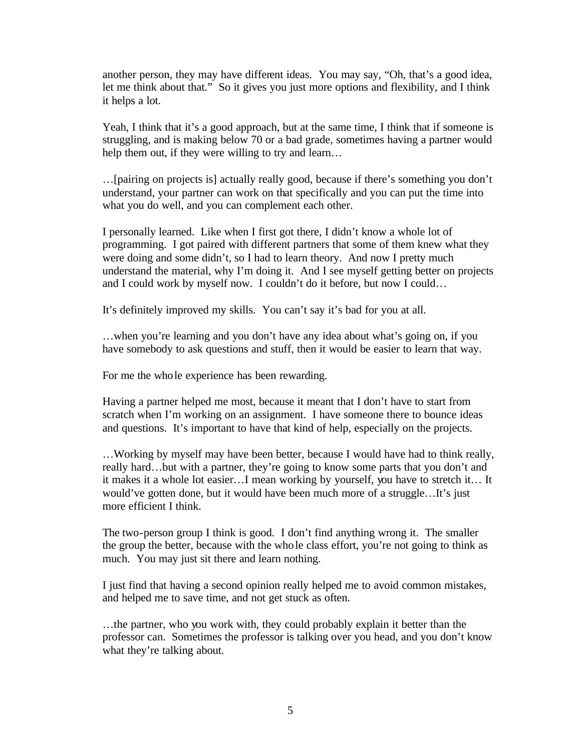another person, they may have different ideas. You may say, "Oh, that's a good idea, let me think about that." So it gives you just more options and flexibility, and I think it helps a lot.

Yeah, I think that it's a good approach, but at the same time, I think that if someone is struggling, and is making below 70 or a bad grade, sometimes having a partner would help them out, if they were willing to try and learn…

…[pairing on projects is] actually really good, because if there's something you don't understand, your partner can work on that specifically and you can put the time into what you do well, and you can complement each other.

I personally learned. Like when I first got there, I didn't know a whole lot of programming. I got paired with different partners that some of them knew what they were doing and some didn't, so I had to learn theory. And now I pretty much understand the material, why I'm doing it. And I see myself getting better on projects and I could work by myself now. I couldn't do it before, but now I could…

It's definitely improved my skills. You can't say it's bad for you at all.

…when you're learning and you don't have any idea about what's going on, if you have somebody to ask questions and stuff, then it would be easier to learn that way.

For me the whole experience has been rewarding.

Having a partner helped me most, because it meant that I don't have to start from scratch when I'm working on an assignment. I have someone there to bounce ideas and questions. It's important to have that kind of help, especially on the projects.

…Working by myself may have been better, because I would have had to think really, really hard…but with a partner, they're going to know some parts that you don't and it makes it a whole lot easier…I mean working by yourself, you have to stretch it… It would've gotten done, but it would have been much more of a struggle…It's just more efficient I think.

The two-person group I think is good. I don't find anything wrong it. The smaller the group the better, because with the whole class effort, you're not going to think as much. You may just sit there and learn nothing.

I just find that having a second opinion really helped me to avoid common mistakes, and helped me to save time, and not get stuck as often.

…the partner, who you work with, they could probably explain it better than the professor can. Sometimes the professor is talking over you head, and you don't know what they're talking about.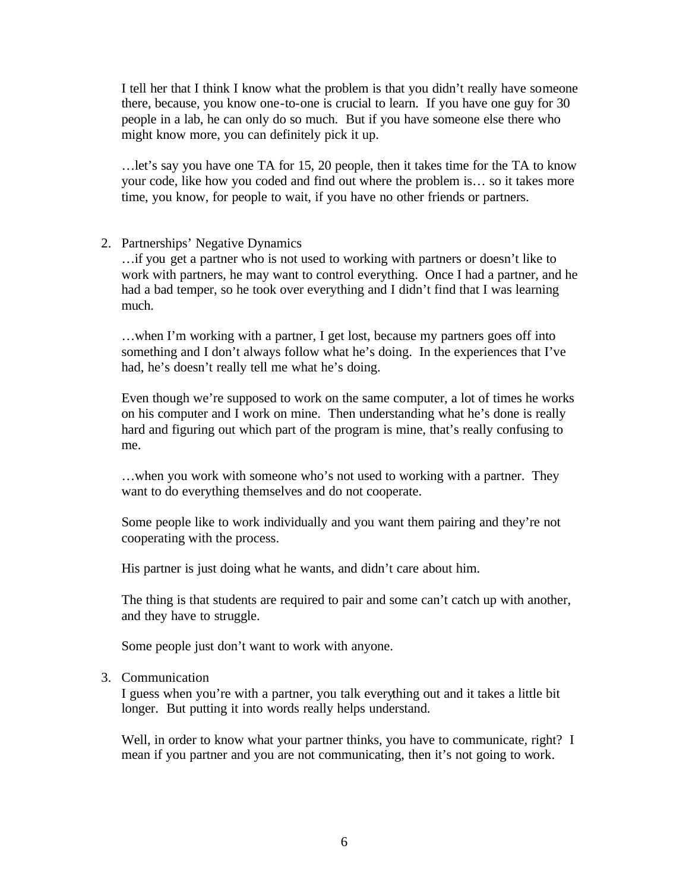I tell her that I think I know what the problem is that you didn't really have someone there, because, you know one-to-one is crucial to learn. If you have one guy for 30 people in a lab, he can only do so much. But if you have someone else there who might know more, you can definitely pick it up.

…let's say you have one TA for 15, 20 people, then it takes time for the TA to know your code, like how you coded and find out where the problem is… so it takes more time, you know, for people to wait, if you have no other friends or partners.

2. Partnerships' Negative Dynamics

…if you get a partner who is not used to working with partners or doesn't like to work with partners, he may want to control everything. Once I had a partner, and he had a bad temper, so he took over everything and I didn't find that I was learning much.

…when I'm working with a partner, I get lost, because my partners goes off into something and I don't always follow what he's doing. In the experiences that I've had, he's doesn't really tell me what he's doing.

Even though we're supposed to work on the same computer, a lot of times he works on his computer and I work on mine. Then understanding what he's done is really hard and figuring out which part of the program is mine, that's really confusing to me.

…when you work with someone who's not used to working with a partner. They want to do everything themselves and do not cooperate.

Some people like to work individually and you want them pairing and they're not cooperating with the process.

His partner is just doing what he wants, and didn't care about him.

The thing is that students are required to pair and some can't catch up with another, and they have to struggle.

Some people just don't want to work with anyone.

3. Communication

I guess when you're with a partner, you talk everything out and it takes a little bit longer. But putting it into words really helps understand.

Well, in order to know what your partner thinks, you have to communicate, right? I mean if you partner and you are not communicating, then it's not going to work.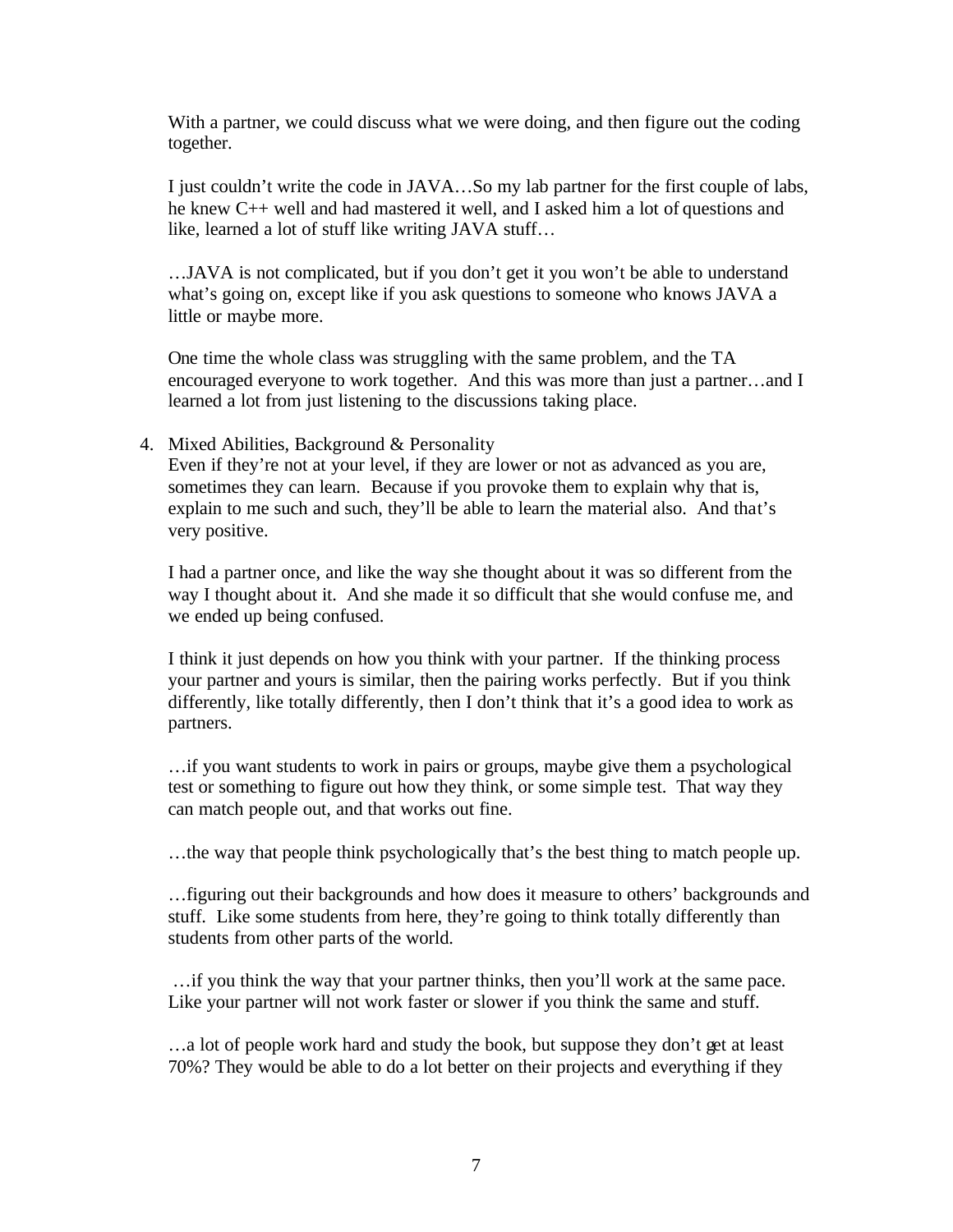With a partner, we could discuss what we were doing, and then figure out the coding together.

I just couldn't write the code in JAVA…So my lab partner for the first couple of labs, he knew C++ well and had mastered it well, and I asked him a lot of questions and like, learned a lot of stuff like writing JAVA stuff…

…JAVA is not complicated, but if you don't get it you won't be able to understand what's going on, except like if you ask questions to someone who knows JAVA a little or maybe more.

One time the whole class was struggling with the same problem, and the TA encouraged everyone to work together. And this was more than just a partner…and I learned a lot from just listening to the discussions taking place.

4. Mixed Abilities, Background & Personality

Even if they're not at your level, if they are lower or not as advanced as you are, sometimes they can learn. Because if you provoke them to explain why that is, explain to me such and such, they'll be able to learn the material also. And that's very positive.

I had a partner once, and like the way she thought about it was so different from the way I thought about it. And she made it so difficult that she would confuse me, and we ended up being confused.

I think it just depends on how you think with your partner. If the thinking process your partner and yours is similar, then the pairing works perfectly. But if you think differently, like totally differently, then I don't think that it's a good idea to work as partners.

…if you want students to work in pairs or groups, maybe give them a psychological test or something to figure out how they think, or some simple test. That way they can match people out, and that works out fine.

…the way that people think psychologically that's the best thing to match people up.

…figuring out their backgrounds and how does it measure to others' backgrounds and stuff. Like some students from here, they're going to think totally differently than students from other parts of the world.

…if you think the way that your partner thinks, then you'll work at the same pace. Like your partner will not work faster or slower if you think the same and stuff.

…a lot of people work hard and study the book, but suppose they don't get at least 70%? They would be able to do a lot better on their projects and everything if they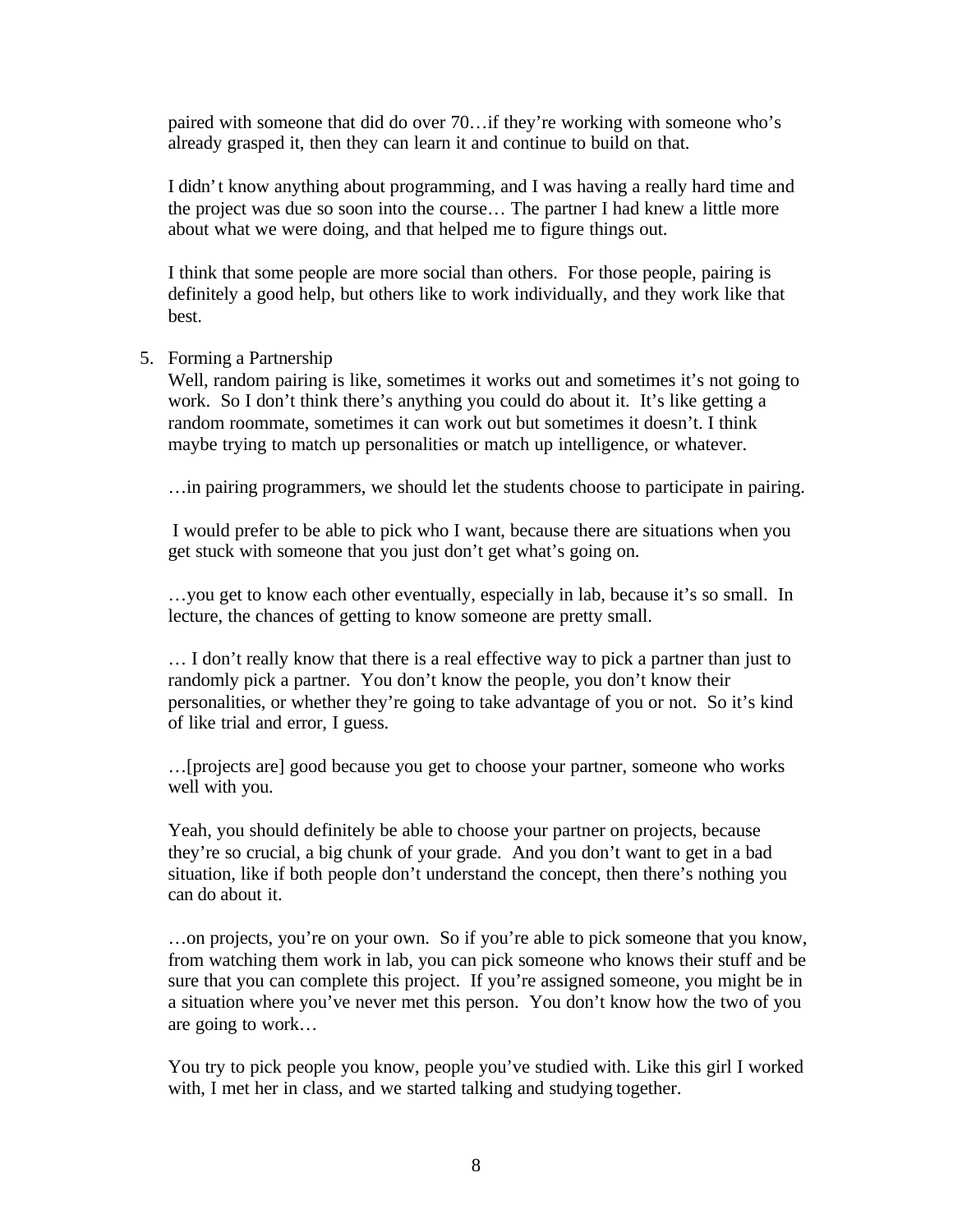paired with someone that did do over 70…if they're working with someone who's already grasped it, then they can learn it and continue to build on that.

I didn't know anything about programming, and I was having a really hard time and the project was due so soon into the course… The partner I had knew a little more about what we were doing, and that helped me to figure things out.

I think that some people are more social than others. For those people, pairing is definitely a good help, but others like to work individually, and they work like that best.

5. Forming a Partnership

Well, random pairing is like, sometimes it works out and sometimes it's not going to work. So I don't think there's anything you could do about it. It's like getting a random roommate, sometimes it can work out but sometimes it doesn't. I think maybe trying to match up personalities or match up intelligence, or whatever.

…in pairing programmers, we should let the students choose to participate in pairing.

I would prefer to be able to pick who I want, because there are situations when you get stuck with someone that you just don't get what's going on.

…you get to know each other eventually, especially in lab, because it's so small. In lecture, the chances of getting to know someone are pretty small.

… I don't really know that there is a real effective way to pick a partner than just to randomly pick a partner. You don't know the people, you don't know their personalities, or whether they're going to take advantage of you or not. So it's kind of like trial and error, I guess.

…[projects are] good because you get to choose your partner, someone who works well with you.

Yeah, you should definitely be able to choose your partner on projects, because they're so crucial, a big chunk of your grade. And you don't want to get in a bad situation, like if both people don't understand the concept, then there's nothing you can do about it.

…on projects, you're on your own. So if you're able to pick someone that you know, from watching them work in lab, you can pick someone who knows their stuff and be sure that you can complete this project. If you're assigned someone, you might be in a situation where you've never met this person. You don't know how the two of you are going to work…

You try to pick people you know, people you've studied with. Like this girl I worked with, I met her in class, and we started talking and studying together.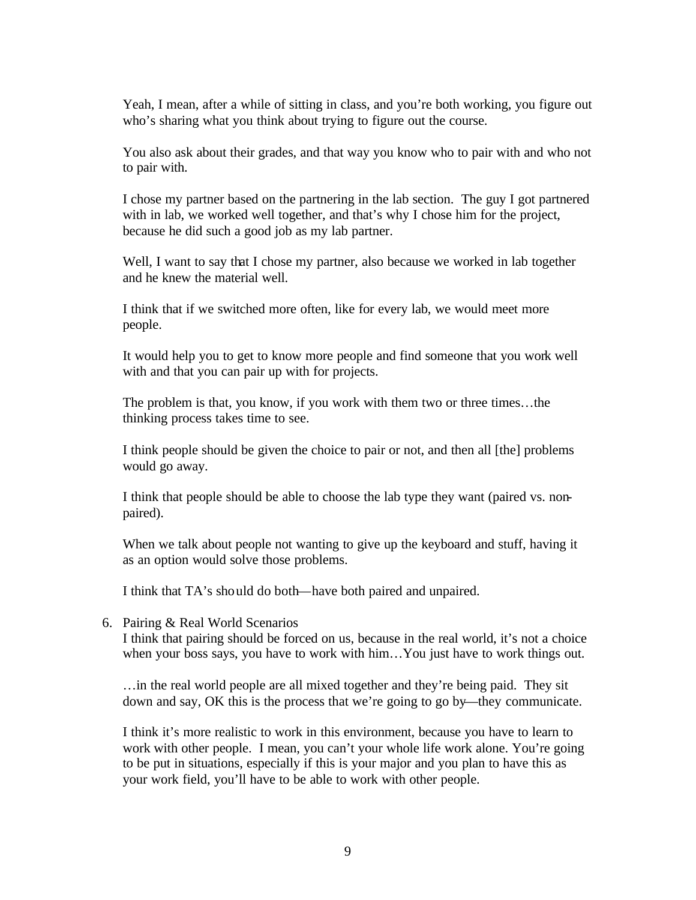Yeah, I mean, after a while of sitting in class, and you're both working, you figure out who's sharing what you think about trying to figure out the course.

You also ask about their grades, and that way you know who to pair with and who not to pair with.

I chose my partner based on the partnering in the lab section. The guy I got partnered with in lab, we worked well together, and that's why I chose him for the project, because he did such a good job as my lab partner.

Well, I want to say that I chose my partner, also because we worked in lab together and he knew the material well.

I think that if we switched more often, like for every lab, we would meet more people.

It would help you to get to know more people and find someone that you work well with and that you can pair up with for projects.

The problem is that, you know, if you work with them two or three times…the thinking process takes time to see.

I think people should be given the choice to pair or not, and then all [the] problems would go away.

I think that people should be able to choose the lab type they want (paired vs. non-paired).

When we talk about people not wanting to give up the keyboard and stuff, having it as an option would solve those problems.

I think that TA's should do both—have both paired and unpaired.

6. Pairing & Real World Scenarios

I think that pairing should be forced on us, because in the real world, it's not a choice when your boss says, you have to work with him…You just have to work things out.

…in the real world people are all mixed together and they're being paid. They sit down and say, OK this is the process that we're going to go by—they communicate.

I think it's more realistic to work in this environment, because you have to learn to work with other people. I mean, you can't your whole life work alone. You're going to be put in situations, especially if this is your major and you plan to have this as your work field, you'll have to be able to work with other people.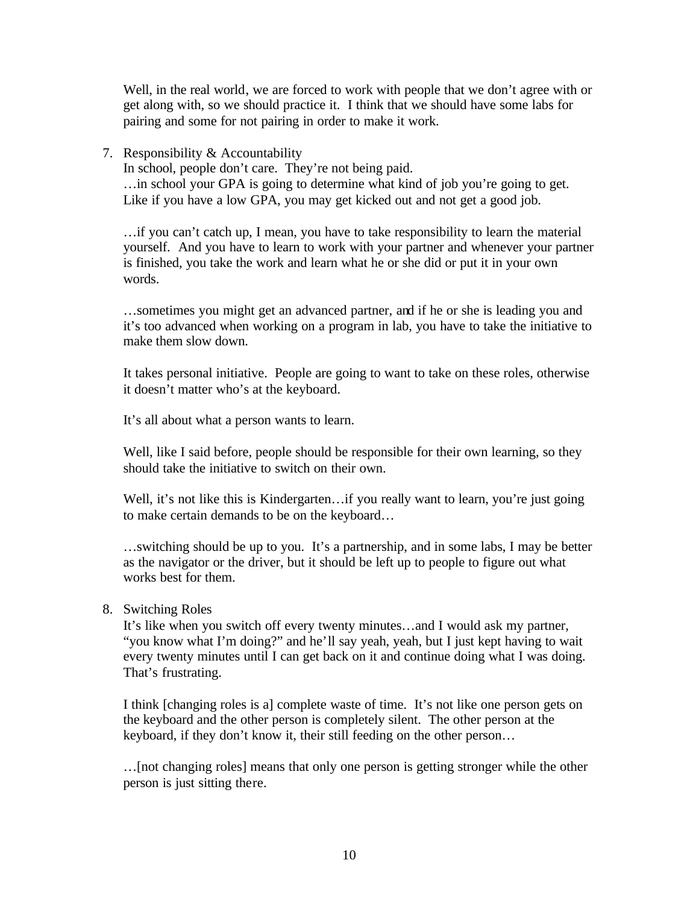Well, in the real world, we are forced to work with people that we don't agree with or get along with, so we should practice it. I think that we should have some labs for pairing and some for not pairing in order to make it work.

7. Responsibility & Accountability

   In school, people don't care. They're not being paid.
   
   …in school your GPA is going to determine what kind of job you're going to get. Like if you have a low GPA, you may get kicked out and not get a good job.

   …if you can't catch up, I mean, you have to take responsibility to learn the material yourself. And you have to learn to work with your partner and whenever your partner is finished, you take the work and learn what he or she did or put it in your own words.

   …sometimes you might get an advanced partner, and if he or she is leading you and it's too advanced when working on a program in lab, you have to take the initiative to make them slow down.

   It takes personal initiative. People are going to want to take on these roles, otherwise it doesn't matter who's at the keyboard.

   It's all about what a person wants to learn.

   Well, like I said before, people should be responsible for their own learning, so they should take the initiative to switch on their own.

   Well, it's not like this is Kindergarten…if you really want to learn, you're just going to make certain demands to be on the keyboard…

   …switching should be up to you. It's a partnership, and in some labs, I may be better as the navigator or the driver, but it should be left up to people to figure out what works best for them.

8. Switching Roles

   It's like when you switch off every twenty minutes…and I would ask my partner, "you know what I'm doing?" and he'll say yeah, yeah, but I just kept having to wait every twenty minutes until I can get back on it and continue doing what I was doing. That's frustrating.

   I think [changing roles is a] complete waste of time. It's not like one person gets on the keyboard and the other person is completely silent. The other person at the keyboard, if they don't know it, their still feeding on the other person…

   …[not changing roles] means that only one person is getting stronger while the other person is just sitting there.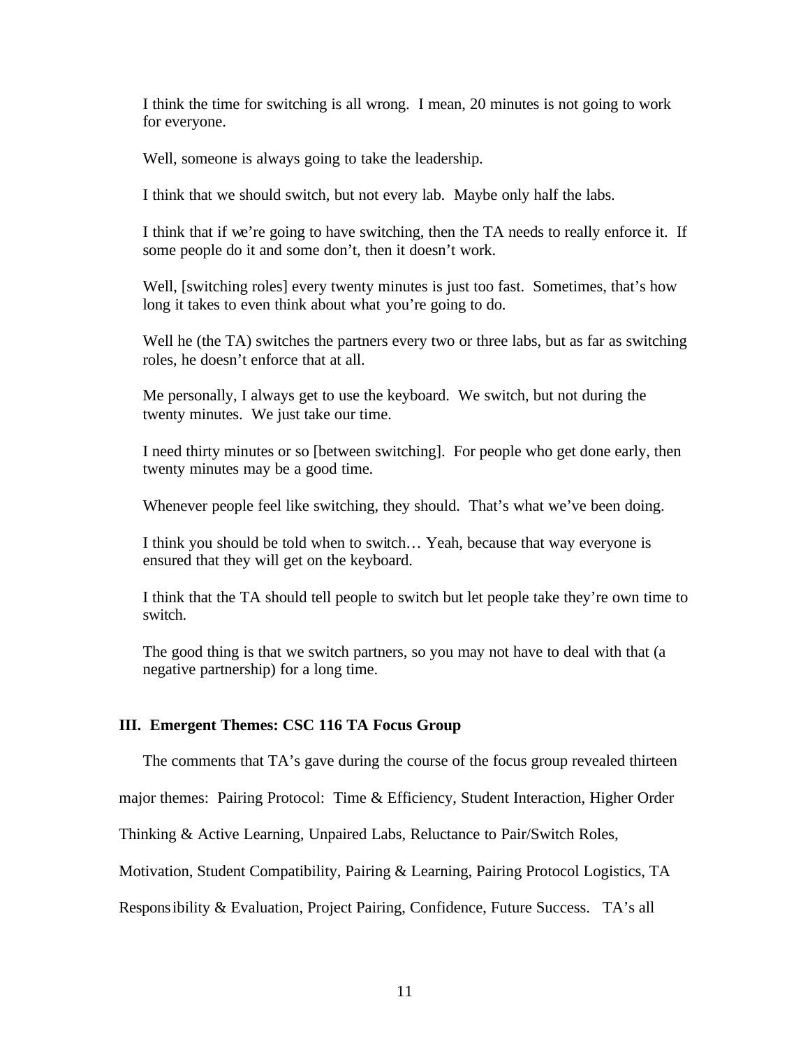I think the time for switching is all wrong. I mean, 20 minutes is not going to work for everyone.

Well, someone is always going to take the leadership.

I think that we should switch, but not every lab. Maybe only half the labs.

I think that if we're going to have switching, then the TA needs to really enforce it. If some people do it and some don't, then it doesn't work.

Well, [switching roles] every twenty minutes is just too fast. Sometimes, that's how long it takes to even think about what you're going to do.

Well he (the TA) switches the partners every two or three labs, but as far as switching roles, he doesn't enforce that at all.

Me personally, I always get to use the keyboard. We switch, but not during the twenty minutes. We just take our time.

I need thirty minutes or so [between switching]. For people who get done early, then twenty minutes may be a good time.

Whenever people feel like switching, they should. That's what we've been doing.

I think you should be told when to switch… Yeah, because that way everyone is ensured that they will get on the keyboard.

I think that the TA should tell people to switch but let people take they're own time to switch.

The good thing is that we switch partners, so you may not have to deal with that (a negative partnership) for a long time.

### III. Emergent Themes: CSC 116 TA Focus Group

The comments that TA's gave during the course of the focus group revealed thirteen major themes: Pairing Protocol: Time & Efficiency, Student Interaction, Higher Order Thinking & Active Learning, Unpaired Labs, Reluctance to Pair/Switch Roles, Motivation, Student Compatibility, Pairing & Learning, Pairing Protocol Logistics, TA Responsibility & Evaluation, Project Pairing, Confidence, Future Success. TA's all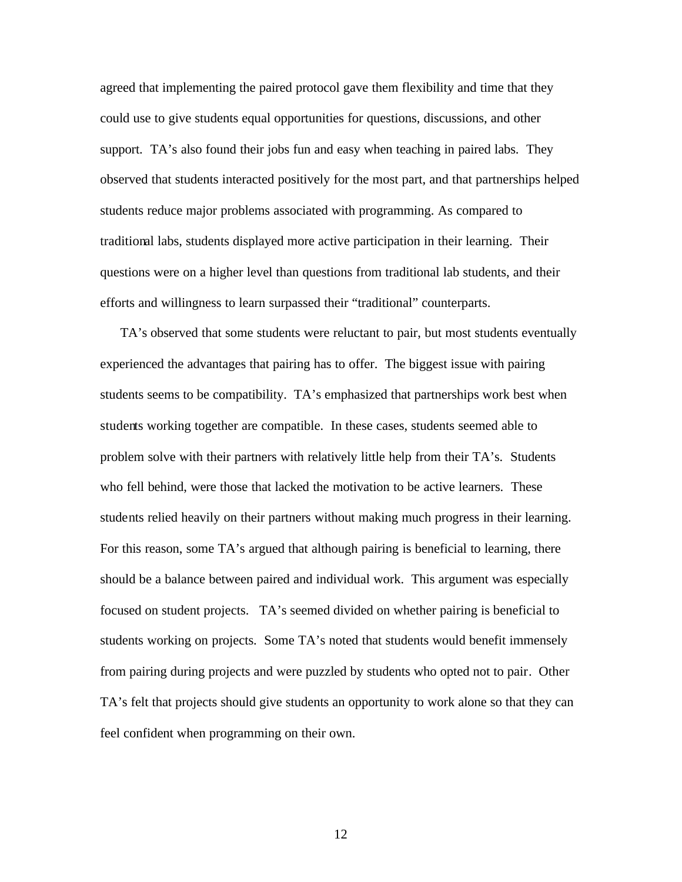agreed that implementing the paired protocol gave them flexibility and time that they could use to give students equal opportunities for questions, discussions, and other support. TA's also found their jobs fun and easy when teaching in paired labs. They observed that students interacted positively for the most part, and that partnerships helped students reduce major problems associated with programming. As compared to traditional labs, students displayed more active participation in their learning. Their questions were on a higher level than questions from traditional lab students, and their efforts and willingness to learn surpassed their "traditional" counterparts.

TA's observed that some students were reluctant to pair, but most students eventually experienced the advantages that pairing has to offer. The biggest issue with pairing students seems to be compatibility. TA's emphasized that partnerships work best when students working together are compatible. In these cases, students seemed able to problem solve with their partners with relatively little help from their TA's. Students who fell behind, were those that lacked the motivation to be active learners. These students relied heavily on their partners without making much progress in their learning. For this reason, some TA's argued that although pairing is beneficial to learning, there should be a balance between paired and individual work. This argument was especially focused on student projects. TA's seemed divided on whether pairing is beneficial to students working on projects. Some TA's noted that students would benefit immensely from pairing during projects and were puzzled by students who opted not to pair. Other TA's felt that projects should give students an opportunity to work alone so that they can feel confident when programming on their own.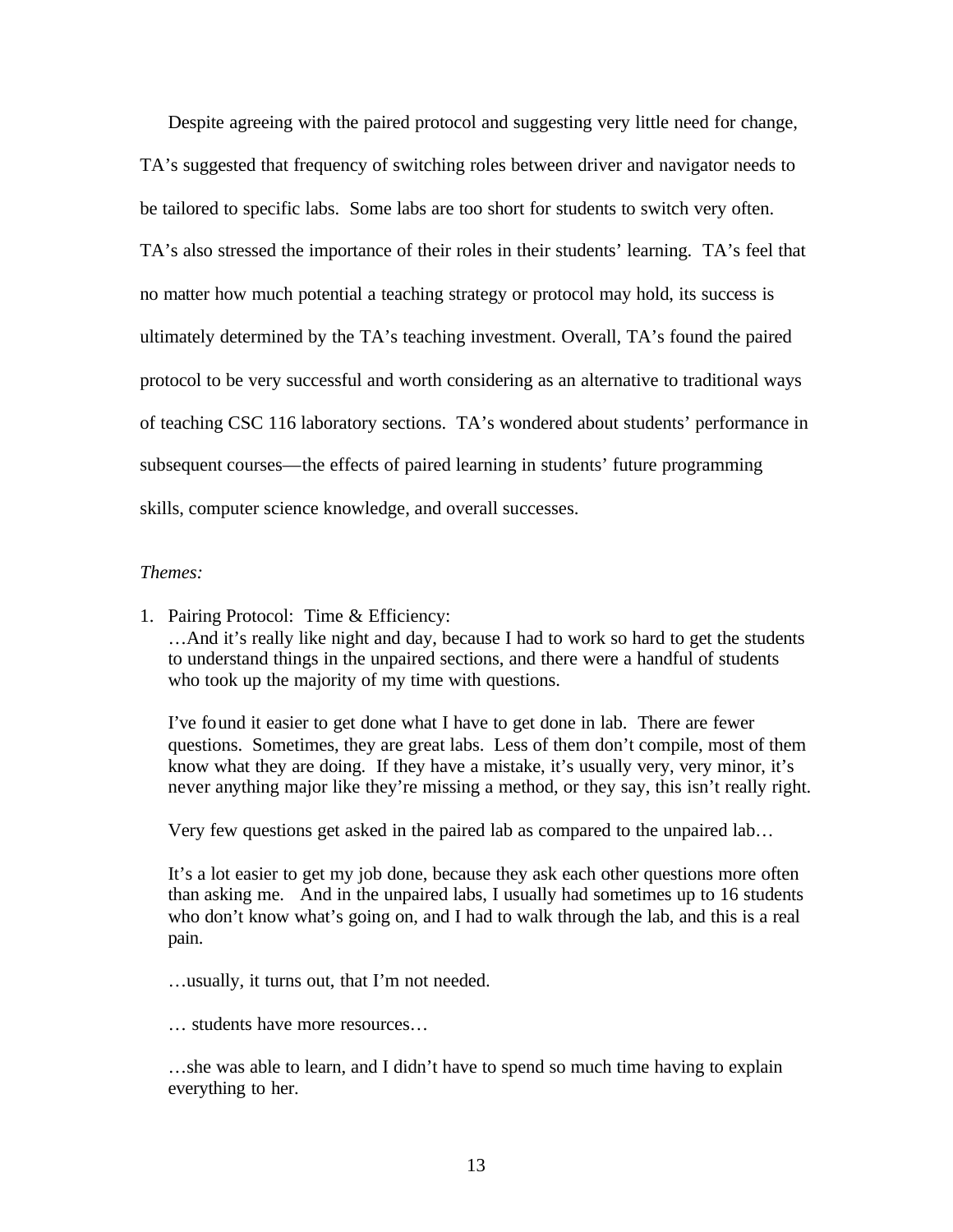Despite agreeing with the paired protocol and suggesting very little need for change, TA's suggested that frequency of switching roles between driver and navigator needs to be tailored to specific labs. Some labs are too short for students to switch very often. TA's also stressed the importance of their roles in their students' learning. TA's feel that no matter how much potential a teaching strategy or protocol may hold, its success is ultimately determined by the TA's teaching investment. Overall, TA's found the paired protocol to be very successful and worth considering as an alternative to traditional ways of teaching CSC 116 laboratory sections. TA's wondered about students' performance in subsequent courses—the effects of paired learning in students' future programming skills, computer science knowledge, and overall successes.

*Themes:*

1. Pairing Protocol: Time & Efficiency:

   …And it's really like night and day, because I had to work so hard to get the students to understand things in the unpaired sections, and there were a handful of students who took up the majority of my time with questions.

   I've found it easier to get done what I have to get done in lab. There are fewer questions. Sometimes, they are great labs. Less of them don't compile, most of them know what they are doing. If they have a mistake, it's usually very, very minor, it's never anything major like they're missing a method, or they say, this isn't really right.

   Very few questions get asked in the paired lab as compared to the unpaired lab…

   It's a lot easier to get my job done, because they ask each other questions more often than asking me. And in the unpaired labs, I usually had sometimes up to 16 students who don't know what's going on, and I had to walk through the lab, and this is a real pain.

   …usually, it turns out, that I'm not needed.

   … students have more resources…

   …she was able to learn, and I didn't have to spend so much time having to explain everything to her.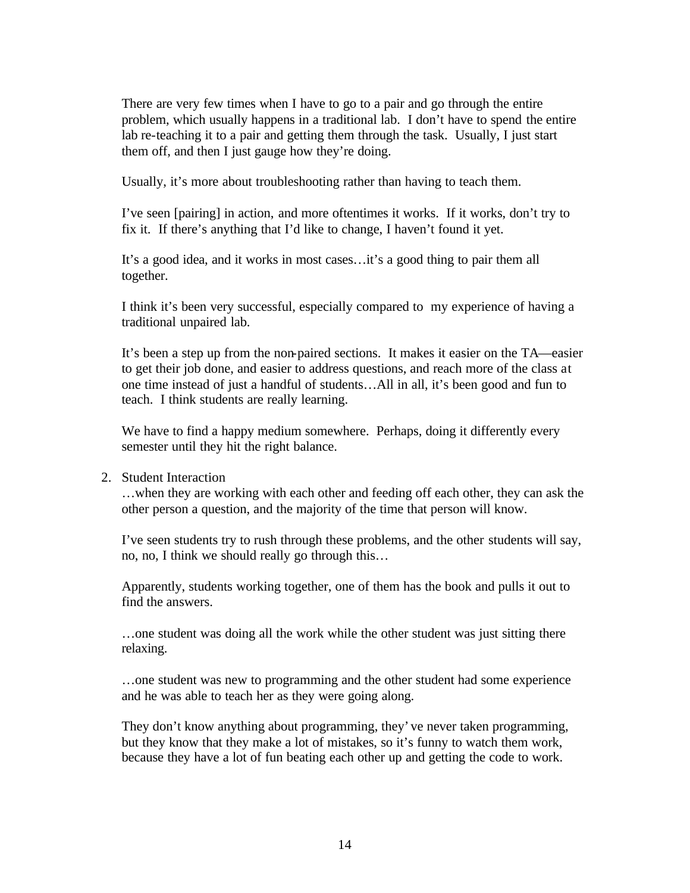There are very few times when I have to go to a pair and go through the entire problem, which usually happens in a traditional lab. I don't have to spend the entire lab re-teaching it to a pair and getting them through the task. Usually, I just start them off, and then I just gauge how they're doing.

Usually, it's more about troubleshooting rather than having to teach them.

I've seen [pairing] in action, and more oftentimes it works. If it works, don't try to fix it. If there's anything that I'd like to change, I haven't found it yet.

It's a good idea, and it works in most cases…it's a good thing to pair them all together.

I think it's been very successful, especially compared to my experience of having a traditional unpaired lab.

It's been a step up from the non-paired sections. It makes it easier on the TA—easier to get their job done, and easier to address questions, and reach more of the class at one time instead of just a handful of students…All in all, it's been good and fun to teach. I think students are really learning.

We have to find a happy medium somewhere. Perhaps, doing it differently every semester until they hit the right balance.

2. Student Interaction

…when they are working with each other and feeding off each other, they can ask the other person a question, and the majority of the time that person will know.

I've seen students try to rush through these problems, and the other students will say, no, no, I think we should really go through this…

Apparently, students working together, one of them has the book and pulls it out to find the answers.

…one student was doing all the work while the other student was just sitting there relaxing.

…one student was new to programming and the other student had some experience and he was able to teach her as they were going along.

They don't know anything about programming, they've never taken programming, but they know that they make a lot of mistakes, so it's funny to watch them work, because they have a lot of fun beating each other up and getting the code to work.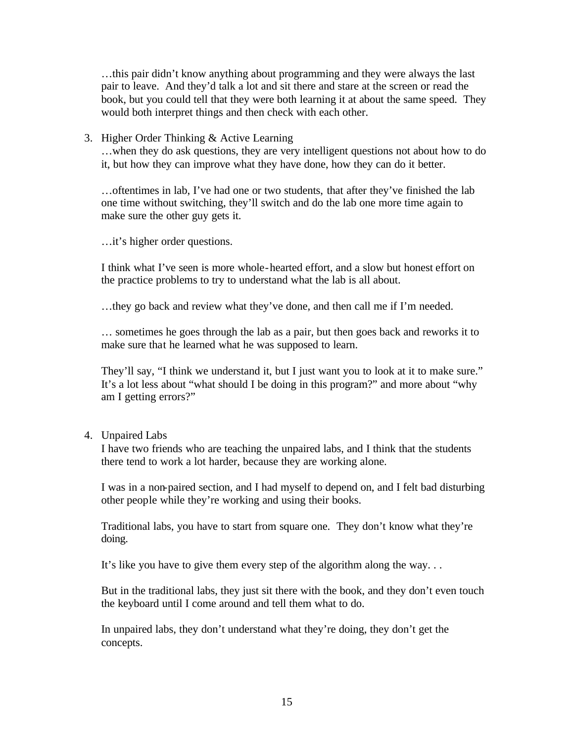…this pair didn't know anything about programming and they were always the last pair to leave. And they'd talk a lot and sit there and stare at the screen or read the book, but you could tell that they were both learning it at about the same speed. They would both interpret things and then check with each other.

3. Higher Order Thinking & Active Learning

   …when they do ask questions, they are very intelligent questions not about how to do it, but how they can improve what they have done, how they can do it better.

   …oftentimes in lab, I've had one or two students, that after they've finished the lab one time without switching, they'll switch and do the lab one more time again to make sure the other guy gets it.

   …it's higher order questions.

   I think what I've seen is more whole-hearted effort, and a slow but honest effort on the practice problems to try to understand what the lab is all about.

   …they go back and review what they've done, and then call me if I'm needed.

   … sometimes he goes through the lab as a pair, but then goes back and reworks it to make sure that he learned what he was supposed to learn.

   They'll say, "I think we understand it, but I just want you to look at it to make sure." It's a lot less about "what should I be doing in this program?" and more about "why am I getting errors?"

4. Unpaired Labs

   I have two friends who are teaching the unpaired labs, and I think that the students there tend to work a lot harder, because they are working alone.

   I was in a non-paired section, and I had myself to depend on, and I felt bad disturbing other people while they're working and using their books.

   Traditional labs, you have to start from square one. They don't know what they're doing.

   It's like you have to give them every step of the algorithm along the way. . .

   But in the traditional labs, they just sit there with the book, and they don't even touch the keyboard until I come around and tell them what to do.

   In unpaired labs, they don't understand what they're doing, they don't get the concepts.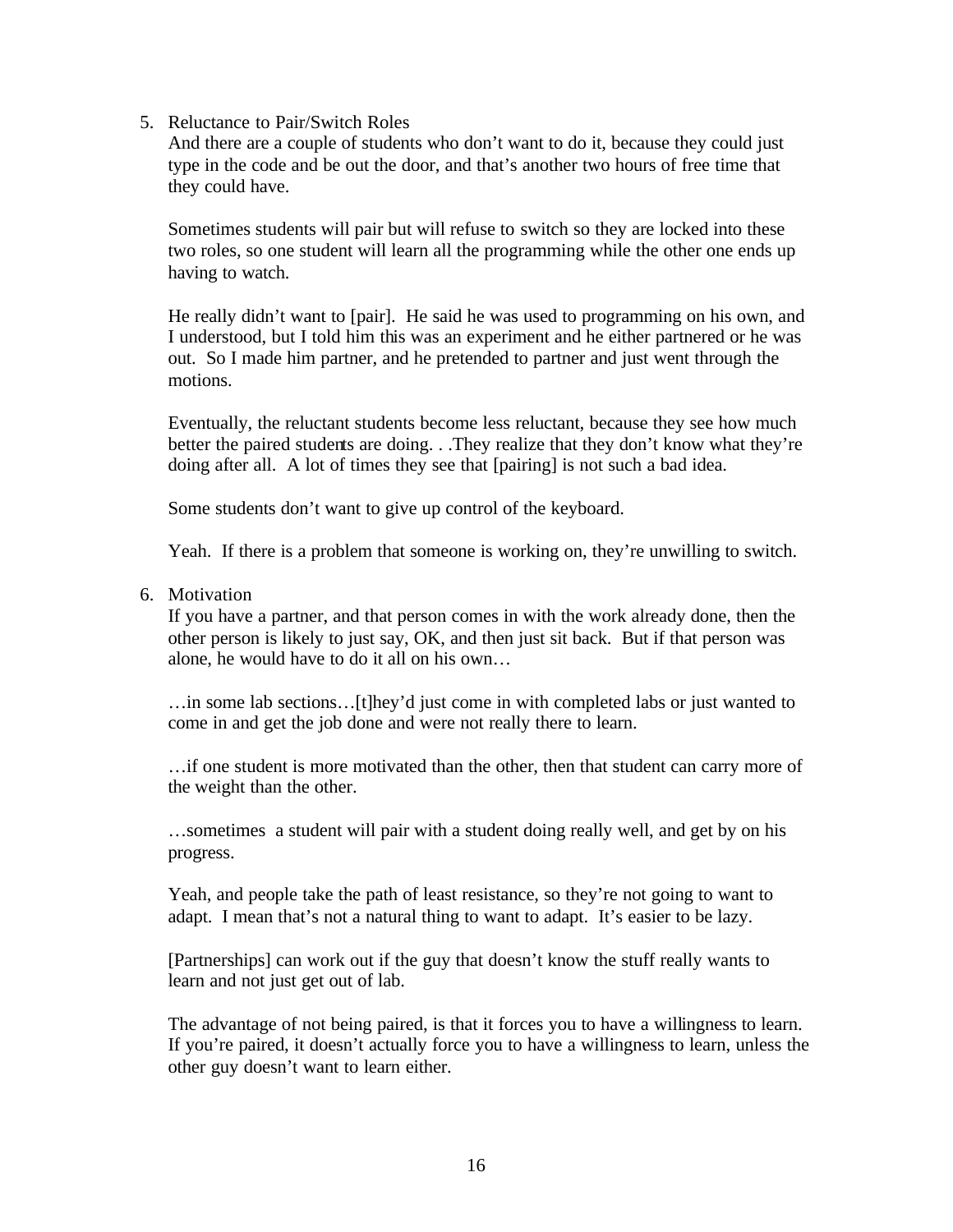5. Reluctance to Pair/Switch Roles

   And there are a couple of students who don't want to do it, because they could just type in the code and be out the door, and that's another two hours of free time that they could have.

   Sometimes students will pair but will refuse to switch so they are locked into these two roles, so one student will learn all the programming while the other one ends up having to watch.

   He really didn't want to [pair]. He said he was used to programming on his own, and I understood, but I told him this was an experiment and he either partnered or he was out. So I made him partner, and he pretended to partner and just went through the motions.

   Eventually, the reluctant students become less reluctant, because they see how much better the paired students are doing. . .They realize that they don't know what they're doing after all. A lot of times they see that [pairing] is not such a bad idea.

   Some students don't want to give up control of the keyboard.

   Yeah. If there is a problem that someone is working on, they're unwilling to switch.

6. Motivation

   If you have a partner, and that person comes in with the work already done, then the other person is likely to just say, OK, and then just sit back. But if that person was alone, he would have to do it all on his own…

   …in some lab sections…[t]hey'd just come in with completed labs or just wanted to come in and get the job done and were not really there to learn.

   …if one student is more motivated than the other, then that student can carry more of the weight than the other.

   …sometimes a student will pair with a student doing really well, and get by on his progress.

   Yeah, and people take the path of least resistance, so they're not going to want to adapt. I mean that's not a natural thing to want to adapt. It's easier to be lazy.

   [Partnerships] can work out if the guy that doesn't know the stuff really wants to learn and not just get out of lab.

   The advantage of not being paired, is that it forces you to have a willingness to learn. If you're paired, it doesn't actually force you to have a willingness to learn, unless the other guy doesn't want to learn either.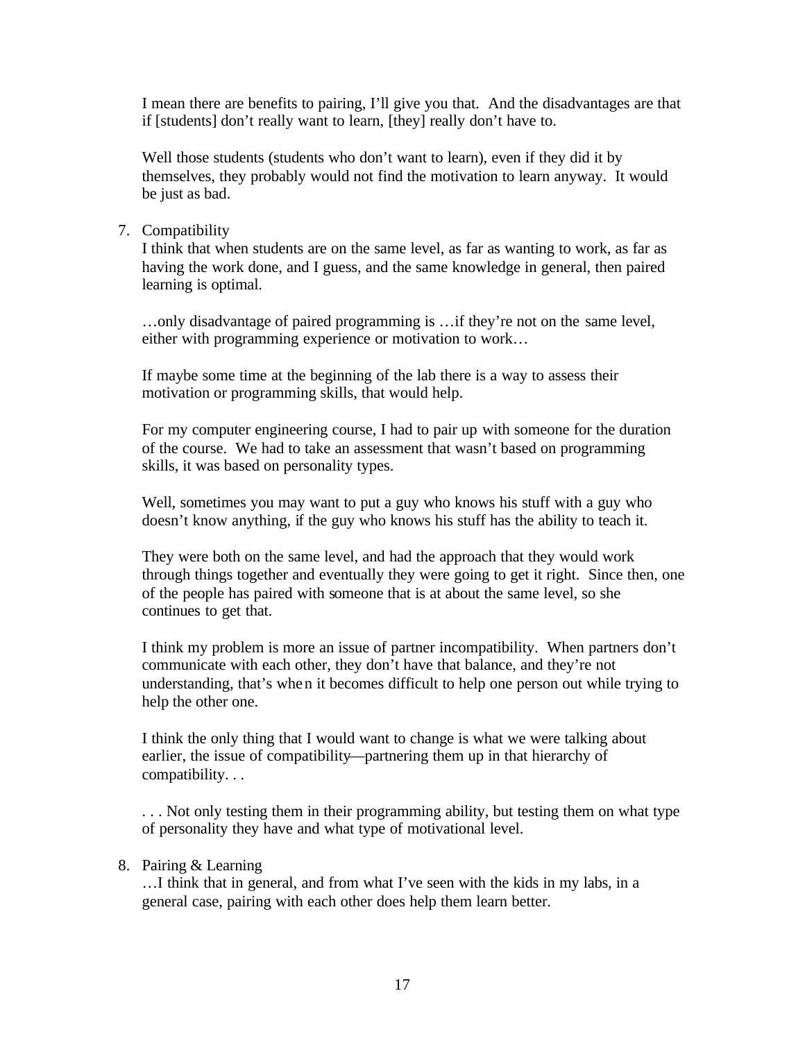I mean there are benefits to pairing, I'll give you that. And the disadvantages are that if [students] don't really want to learn, [they] really don't have to.

Well those students (students who don't want to learn), even if they did it by themselves, they probably would not find the motivation to learn anyway. It would be just as bad.

7. Compatibility

   I think that when students are on the same level, as far as wanting to work, as far as having the work done, and I guess, and the same knowledge in general, then paired learning is optimal.

   …only disadvantage of paired programming is …if they're not on the same level, either with programming experience or motivation to work…

   If maybe some time at the beginning of the lab there is a way to assess their motivation or programming skills, that would help.

   For my computer engineering course, I had to pair up with someone for the duration of the course. We had to take an assessment that wasn't based on programming skills, it was based on personality types.

   Well, sometimes you may want to put a guy who knows his stuff with a guy who doesn't know anything, if the guy who knows his stuff has the ability to teach it.

   They were both on the same level, and had the approach that they would work through things together and eventually they were going to get it right. Since then, one of the people has paired with someone that is at about the same level, so she continues to get that.

   I think my problem is more an issue of partner incompatibility. When partners don't communicate with each other, they don't have that balance, and they're not understanding, that's when it becomes difficult to help one person out while trying to help the other one.

   I think the only thing that I would want to change is what we were talking about earlier, the issue of compatibility—partnering them up in that hierarchy of compatibility. . .

   . . . Not only testing them in their programming ability, but testing them on what type of personality they have and what type of motivational level.

8. Pairing & Learning

   …I think that in general, and from what I've seen with the kids in my labs, in a general case, pairing with each other does help them learn better.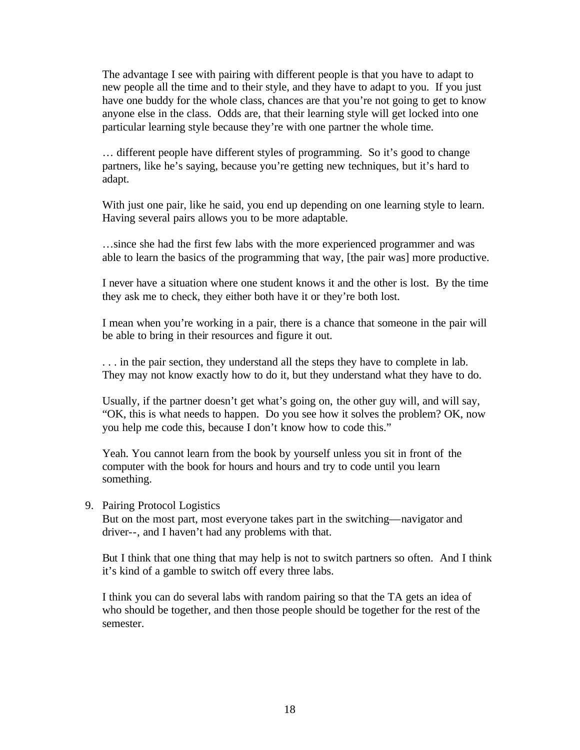The advantage I see with pairing with different people is that you have to adapt to new people all the time and to their style, and they have to adapt to you. If you just have one buddy for the whole class, chances are that you're not going to get to know anyone else in the class. Odds are, that their learning style will get locked into one particular learning style because they're with one partner the whole time.

… different people have different styles of programming. So it's good to change partners, like he's saying, because you're getting new techniques, but it's hard to adapt.

With just one pair, like he said, you end up depending on one learning style to learn. Having several pairs allows you to be more adaptable.

…since she had the first few labs with the more experienced programmer and was able to learn the basics of the programming that way, [the pair was] more productive.

I never have a situation where one student knows it and the other is lost. By the time they ask me to check, they either both have it or they're both lost.

I mean when you're working in a pair, there is a chance that someone in the pair will be able to bring in their resources and figure it out.

. . . in the pair section, they understand all the steps they have to complete in lab. They may not know exactly how to do it, but they understand what they have to do.

Usually, if the partner doesn't get what's going on, the other guy will, and will say, "OK, this is what needs to happen. Do you see how it solves the problem? OK, now you help me code this, because I don't know how to code this."

Yeah. You cannot learn from the book by yourself unless you sit in front of the computer with the book for hours and hours and try to code until you learn something.

9. Pairing Protocol Logistics

But on the most part, most everyone takes part in the switching—navigator and driver--, and I haven't had any problems with that.

But I think that one thing that may help is not to switch partners so often. And I think it's kind of a gamble to switch off every three labs.

I think you can do several labs with random pairing so that the TA gets an idea of who should be together, and then those people should be together for the rest of the semester.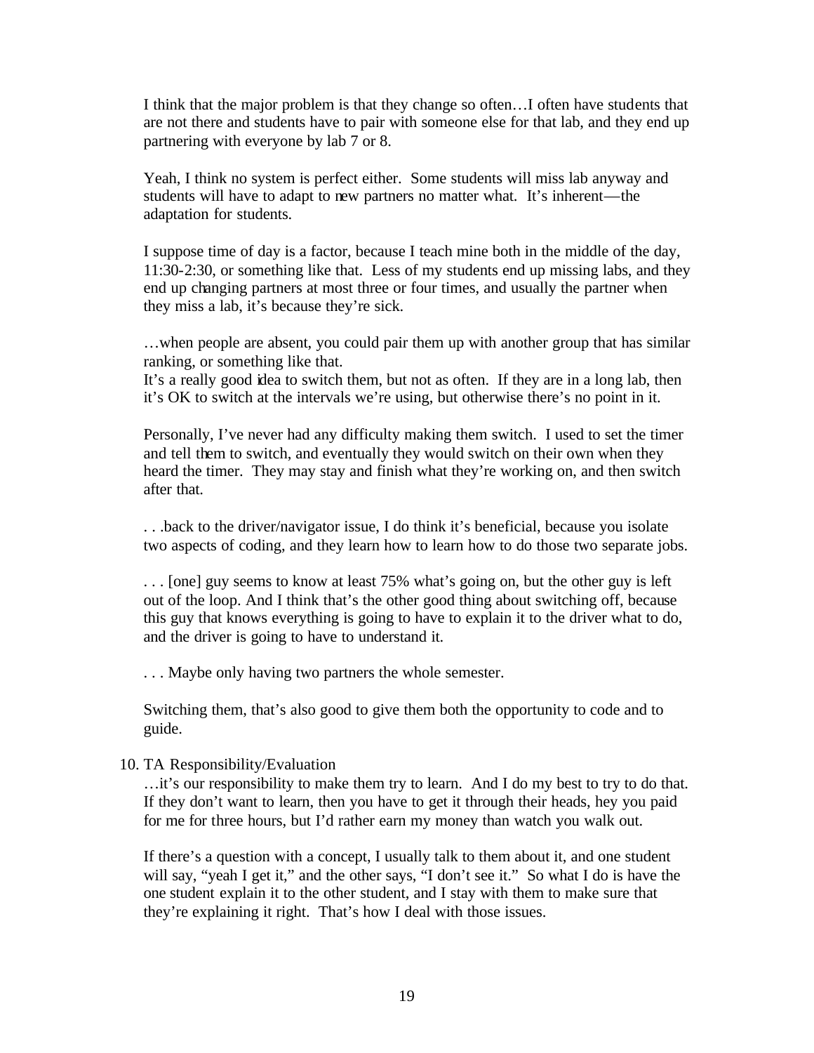I think that the major problem is that they change so often…I often have students that are not there and students have to pair with someone else for that lab, and they end up partnering with everyone by lab 7 or 8.

Yeah, I think no system is perfect either. Some students will miss lab anyway and students will have to adapt to new partners no matter what. It's inherent—the adaptation for students.

I suppose time of day is a factor, because I teach mine both in the middle of the day, 11:30-2:30, or something like that. Less of my students end up missing labs, and they end up changing partners at most three or four times, and usually the partner when they miss a lab, it's because they're sick.

…when people are absent, you could pair them up with another group that has similar ranking, or something like that.
It's a really good idea to switch them, but not as often. If they are in a long lab, then it's OK to switch at the intervals we're using, but otherwise there's no point in it.

Personally, I've never had any difficulty making them switch. I used to set the timer and tell them to switch, and eventually they would switch on their own when they heard the timer. They may stay and finish what they're working on, and then switch after that.

. . .back to the driver/navigator issue, I do think it's beneficial, because you isolate two aspects of coding, and they learn how to learn how to do those two separate jobs.

. . . [one] guy seems to know at least 75% what's going on, but the other guy is left out of the loop. And I think that's the other good thing about switching off, because this guy that knows everything is going to have to explain it to the driver what to do, and the driver is going to have to understand it.

. . . Maybe only having two partners the whole semester.

Switching them, that's also good to give them both the opportunity to code and to guide.

10. TA Responsibility/Evaluation

…it's our responsibility to make them try to learn. And I do my best to try to do that. If they don't want to learn, then you have to get it through their heads, hey you paid for me for three hours, but I'd rather earn my money than watch you walk out.

If there's a question with a concept, I usually talk to them about it, and one student will say, "yeah I get it," and the other says, "I don't see it." So what I do is have the one student explain it to the other student, and I stay with them to make sure that they're explaining it right. That's how I deal with those issues.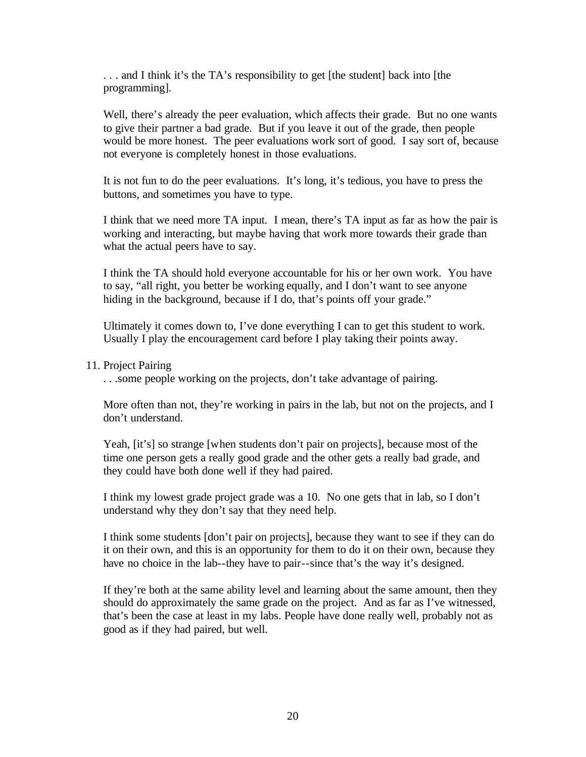. . . and I think it's the TA's responsibility to get [the student] back into [the programming].

Well, there's already the peer evaluation, which affects their grade. But no one wants to give their partner a bad grade. But if you leave it out of the grade, then people would be more honest. The peer evaluations work sort of good. I say sort of, because not everyone is completely honest in those evaluations.

It is not fun to do the peer evaluations. It's long, it's tedious, you have to press the buttons, and sometimes you have to type.

I think that we need more TA input. I mean, there's TA input as far as how the pair is working and interacting, but maybe having that work more towards their grade than what the actual peers have to say.

I think the TA should hold everyone accountable for his or her own work. You have to say, "all right, you better be working equally, and I don't want to see anyone hiding in the background, because if I do, that's points off your grade."

Ultimately it comes down to, I've done everything I can to get this student to work. Usually I play the encouragement card before I play taking their points away.

11. Project Pairing

. . .some people working on the projects, don't take advantage of pairing.

More often than not, they're working in pairs in the lab, but not on the projects, and I don't understand.

Yeah, [it's] so strange [when students don't pair on projects], because most of the time one person gets a really good grade and the other gets a really bad grade, and they could have both done well if they had paired.

I think my lowest grade project grade was a 10. No one gets that in lab, so I don't understand why they don't say that they need help.

I think some students [don't pair on projects], because they want to see if they can do it on their own, and this is an opportunity for them to do it on their own, because they have no choice in the lab--they have to pair--since that's the way it's designed.

If they're both at the same ability level and learning about the same amount, then they should do approximately the same grade on the project. And as far as I've witnessed, that's been the case at least in my labs. People have done really well, probably not as good as if they had paired, but well.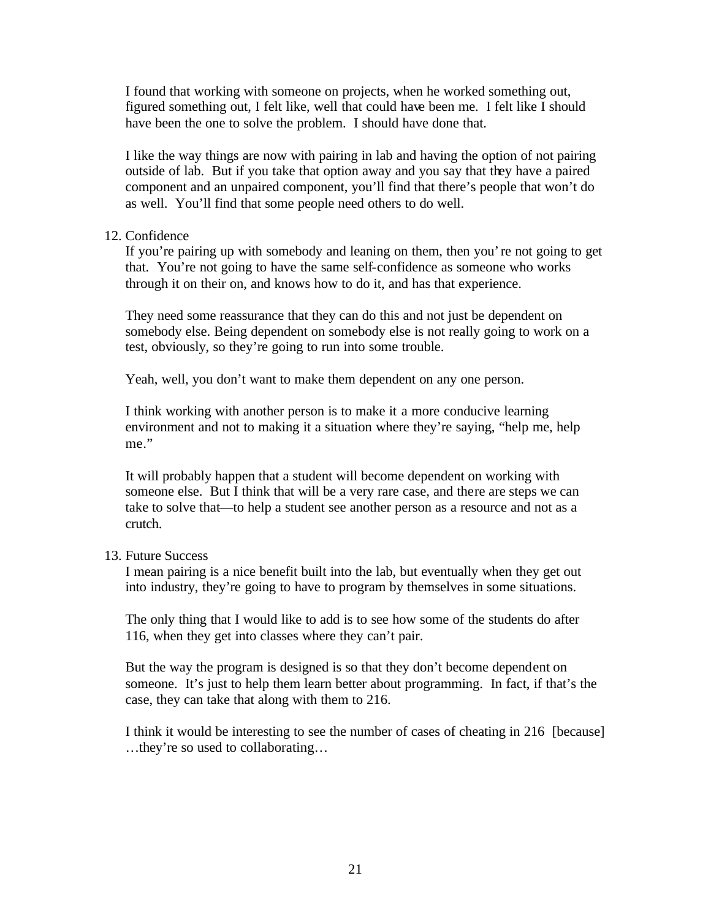I found that working with someone on projects, when he worked something out, figured something out, I felt like, well that could have been me. I felt like I should have been the one to solve the problem. I should have done that.

I like the way things are now with pairing in lab and having the option of not pairing outside of lab. But if you take that option away and you say that they have a paired component and an unpaired component, you'll find that there's people that won't do as well. You'll find that some people need others to do well.

12. Confidence

If you're pairing up with somebody and leaning on them, then you're not going to get that. You're not going to have the same self-confidence as someone who works through it on their on, and knows how to do it, and has that experience.

They need some reassurance that they can do this and not just be dependent on somebody else. Being dependent on somebody else is not really going to work on a test, obviously, so they're going to run into some trouble.

Yeah, well, you don't want to make them dependent on any one person.

I think working with another person is to make it a more conducive learning environment and not to making it a situation where they're saying, "help me, help me."

It will probably happen that a student will become dependent on working with someone else. But I think that will be a very rare case, and there are steps we can take to solve that—to help a student see another person as a resource and not as a crutch.

13. Future Success

I mean pairing is a nice benefit built into the lab, but eventually when they get out into industry, they're going to have to program by themselves in some situations.

The only thing that I would like to add is to see how some of the students do after 116, when they get into classes where they can't pair.

But the way the program is designed is so that they don't become dependent on someone. It's just to help them learn better about programming. In fact, if that's the case, they can take that along with them to 216.

I think it would be interesting to see the number of cases of cheating in 216 [because] …they're so used to collaborating…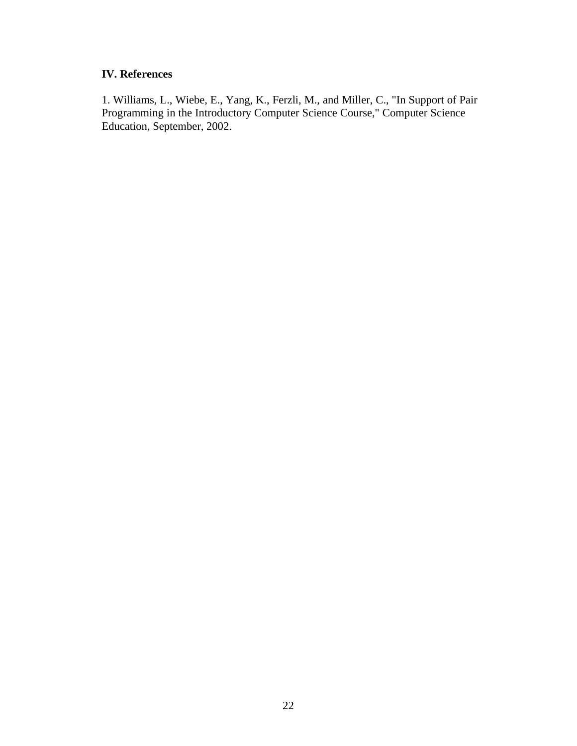## IV. References

1. Williams, L., Wiebe, E., Yang, K., Ferzli, M., and Miller, C., "In Support of Pair Programming in the Introductory Computer Science Course," Computer Science Education, September, 2002.